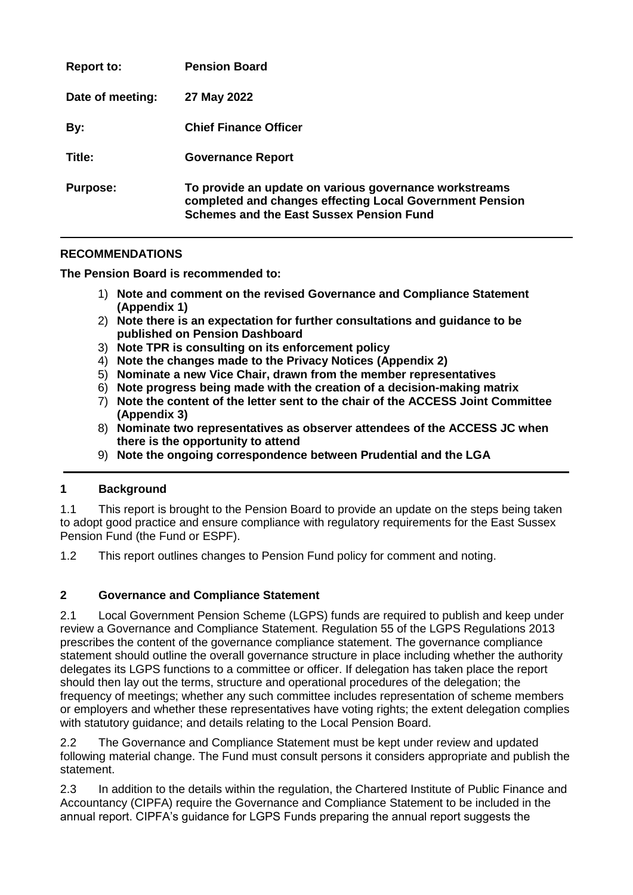| | |
|---|---|
| **Report to:** | **Pension Board** |
| **Date of meeting:** | **27 May 2022** |
| **By:** | **Chief Finance Officer** |
| **Title:** | **Governance Report** |
| **Purpose:** | **To provide an update on various governance workstreams completed and changes effecting Local Government Pension Schemes and the East Sussex Pension Fund** |

## RECOMMENDATIONS

**The Pension Board is recommended to:**

1) **Note and comment on the revised Governance and Compliance Statement (Appendix 1)**
2) **Note there is an expectation for further consultations and guidance to be published on Pension Dashboard**
3) **Note TPR is consulting on its enforcement policy**
4) **Note the changes made to the Privacy Notices (Appendix 2)**
5) **Nominate a new Vice Chair, drawn from the member representatives**
6) **Note progress being made with the creation of a decision-making matrix**
7) **Note the content of the letter sent to the chair of the ACCESS Joint Committee (Appendix 3)**
8) **Nominate two representatives as observer attendees of the ACCESS JC when there is the opportunity to attend**
9) **Note the ongoing correspondence between Prudential and the LGA**

## 1 Background

1.1 This report is brought to the Pension Board to provide an update on the steps being taken to adopt good practice and ensure compliance with regulatory requirements for the East Sussex Pension Fund (the Fund or ESPF).

1.2 This report outlines changes to Pension Fund policy for comment and noting.

## 2 Governance and Compliance Statement

2.1 Local Government Pension Scheme (LGPS) funds are required to publish and keep under review a Governance and Compliance Statement. Regulation 55 of the LGPS Regulations 2013 prescribes the content of the governance compliance statement. The governance compliance statement should outline the overall governance structure in place including whether the authority delegates its LGPS functions to a committee or officer. If delegation has taken place the report should then lay out the terms, structure and operational procedures of the delegation; the frequency of meetings; whether any such committee includes representation of scheme members or employers and whether these representatives have voting rights; the extent delegation complies with statutory guidance; and details relating to the Local Pension Board.

2.2 The Governance and Compliance Statement must be kept under review and updated following material change. The Fund must consult persons it considers appropriate and publish the statement.

2.3 In addition to the details within the regulation, the Chartered Institute of Public Finance and Accountancy (CIPFA) require the Governance and Compliance Statement to be included in the annual report. CIPFA's guidance for LGPS Funds preparing the annual report suggests the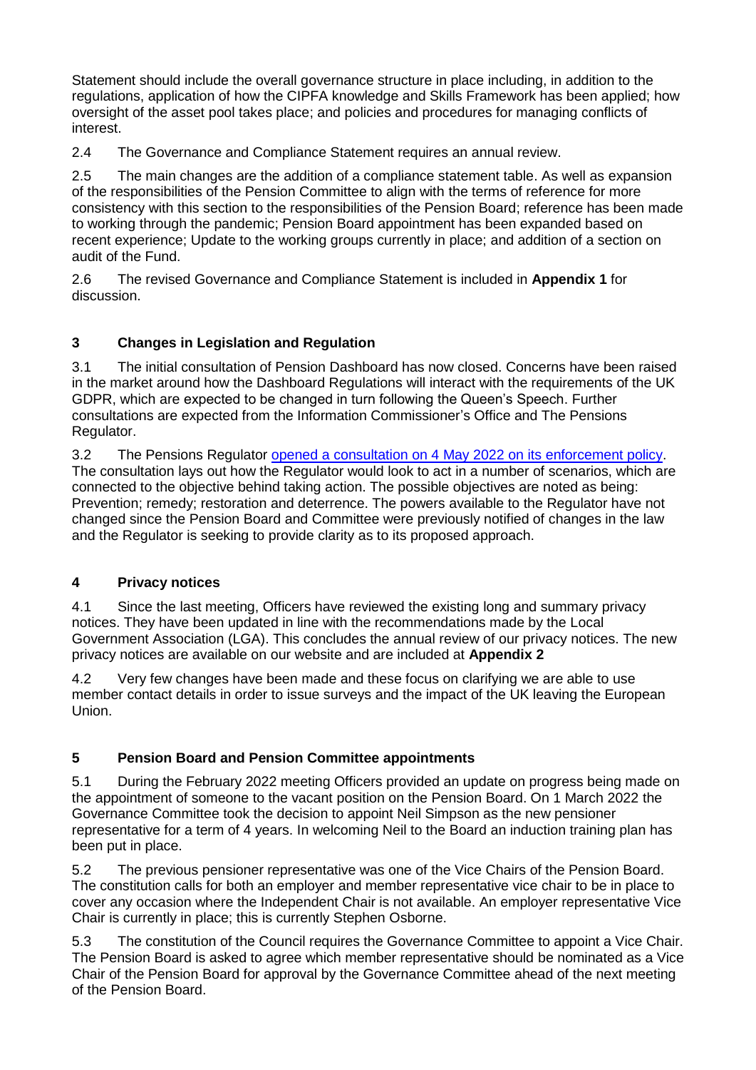Statement should include the overall governance structure in place including, in addition to the regulations, application of how the CIPFA knowledge and Skills Framework has been applied; how oversight of the asset pool takes place; and policies and procedures for managing conflicts of interest.

2.4 The Governance and Compliance Statement requires an annual review.

2.5 The main changes are the addition of a compliance statement table. As well as expansion of the responsibilities of the Pension Committee to align with the terms of reference for more consistency with this section to the responsibilities of the Pension Board; reference has been made to working through the pandemic; Pension Board appointment has been expanded based on recent experience; Update to the working groups currently in place; and addition of a section on audit of the Fund.

2.6 The revised Governance and Compliance Statement is included in **Appendix 1** for discussion.

## 3 Changes in Legislation and Regulation

3.1 The initial consultation of Pension Dashboard has now closed. Concerns have been raised in the market around how the Dashboard Regulations will interact with the requirements of the UK GDPR, which are expected to be changed in turn following the Queen's Speech. Further consultations are expected from the Information Commissioner's Office and The Pensions Regulator.

3.2 The Pensions Regulator opened a consultation on 4 May 2022 on its enforcement policy. The consultation lays out how the Regulator would look to act in a number of scenarios, which are connected to the objective behind taking action. The possible objectives are noted as being: Prevention; remedy; restoration and deterrence. The powers available to the Regulator have not changed since the Pension Board and Committee were previously notified of changes in the law and the Regulator is seeking to provide clarity as to its proposed approach.

## 4 Privacy notices

4.1 Since the last meeting, Officers have reviewed the existing long and summary privacy notices. They have been updated in line with the recommendations made by the Local Government Association (LGA). This concludes the annual review of our privacy notices. The new privacy notices are available on our website and are included at **Appendix 2**

4.2 Very few changes have been made and these focus on clarifying we are able to use member contact details in order to issue surveys and the impact of the UK leaving the European Union.

## 5 Pension Board and Pension Committee appointments

5.1 During the February 2022 meeting Officers provided an update on progress being made on the appointment of someone to the vacant position on the Pension Board. On 1 March 2022 the Governance Committee took the decision to appoint Neil Simpson as the new pensioner representative for a term of 4 years. In welcoming Neil to the Board an induction training plan has been put in place.

5.2 The previous pensioner representative was one of the Vice Chairs of the Pension Board. The constitution calls for both an employer and member representative vice chair to be in place to cover any occasion where the Independent Chair is not available. An employer representative Vice Chair is currently in place; this is currently Stephen Osborne.

5.3 The constitution of the Council requires the Governance Committee to appoint a Vice Chair. The Pension Board is asked to agree which member representative should be nominated as a Vice Chair of the Pension Board for approval by the Governance Committee ahead of the next meeting of the Pension Board.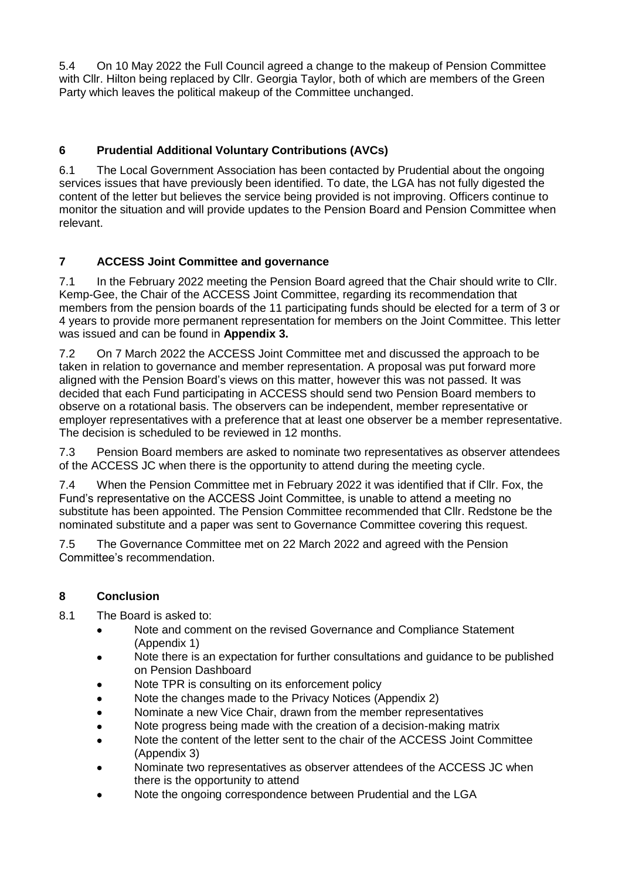5.4 On 10 May 2022 the Full Council agreed a change to the makeup of Pension Committee with Cllr. Hilton being replaced by Cllr. Georgia Taylor, both of which are members of the Green Party which leaves the political makeup of the Committee unchanged.

## 6 Prudential Additional Voluntary Contributions (AVCs)

6.1 The Local Government Association has been contacted by Prudential about the ongoing services issues that have previously been identified. To date, the LGA has not fully digested the content of the letter but believes the service being provided is not improving. Officers continue to monitor the situation and will provide updates to the Pension Board and Pension Committee when relevant.

## 7 ACCESS Joint Committee and governance

7.1 In the February 2022 meeting the Pension Board agreed that the Chair should write to Cllr. Kemp-Gee, the Chair of the ACCESS Joint Committee, regarding its recommendation that members from the pension boards of the 11 participating funds should be elected for a term of 3 or 4 years to provide more permanent representation for members on the Joint Committee. This letter was issued and can be found in **Appendix 3.**

7.2 On 7 March 2022 the ACCESS Joint Committee met and discussed the approach to be taken in relation to governance and member representation. A proposal was put forward more aligned with the Pension Board's views on this matter, however this was not passed. It was decided that each Fund participating in ACCESS should send two Pension Board members to observe on a rotational basis. The observers can be independent, member representative or employer representatives with a preference that at least one observer be a member representative. The decision is scheduled to be reviewed in 12 months.

7.3 Pension Board members are asked to nominate two representatives as observer attendees of the ACCESS JC when there is the opportunity to attend during the meeting cycle.

7.4 When the Pension Committee met in February 2022 it was identified that if Cllr. Fox, the Fund's representative on the ACCESS Joint Committee, is unable to attend a meeting no substitute has been appointed. The Pension Committee recommended that Cllr. Redstone be the nominated substitute and a paper was sent to Governance Committee covering this request.

7.5 The Governance Committee met on 22 March 2022 and agreed with the Pension Committee's recommendation.

## 8 Conclusion

8.1 The Board is asked to:

- Note and comment on the revised Governance and Compliance Statement (Appendix 1)
- Note there is an expectation for further consultations and guidance to be published on Pension Dashboard
- Note TPR is consulting on its enforcement policy
- Note the changes made to the Privacy Notices (Appendix 2)
- Nominate a new Vice Chair, drawn from the member representatives
- Note progress being made with the creation of a decision-making matrix
- Note the content of the letter sent to the chair of the ACCESS Joint Committee (Appendix 3)
- Nominate two representatives as observer attendees of the ACCESS JC when there is the opportunity to attend
- Note the ongoing correspondence between Prudential and the LGA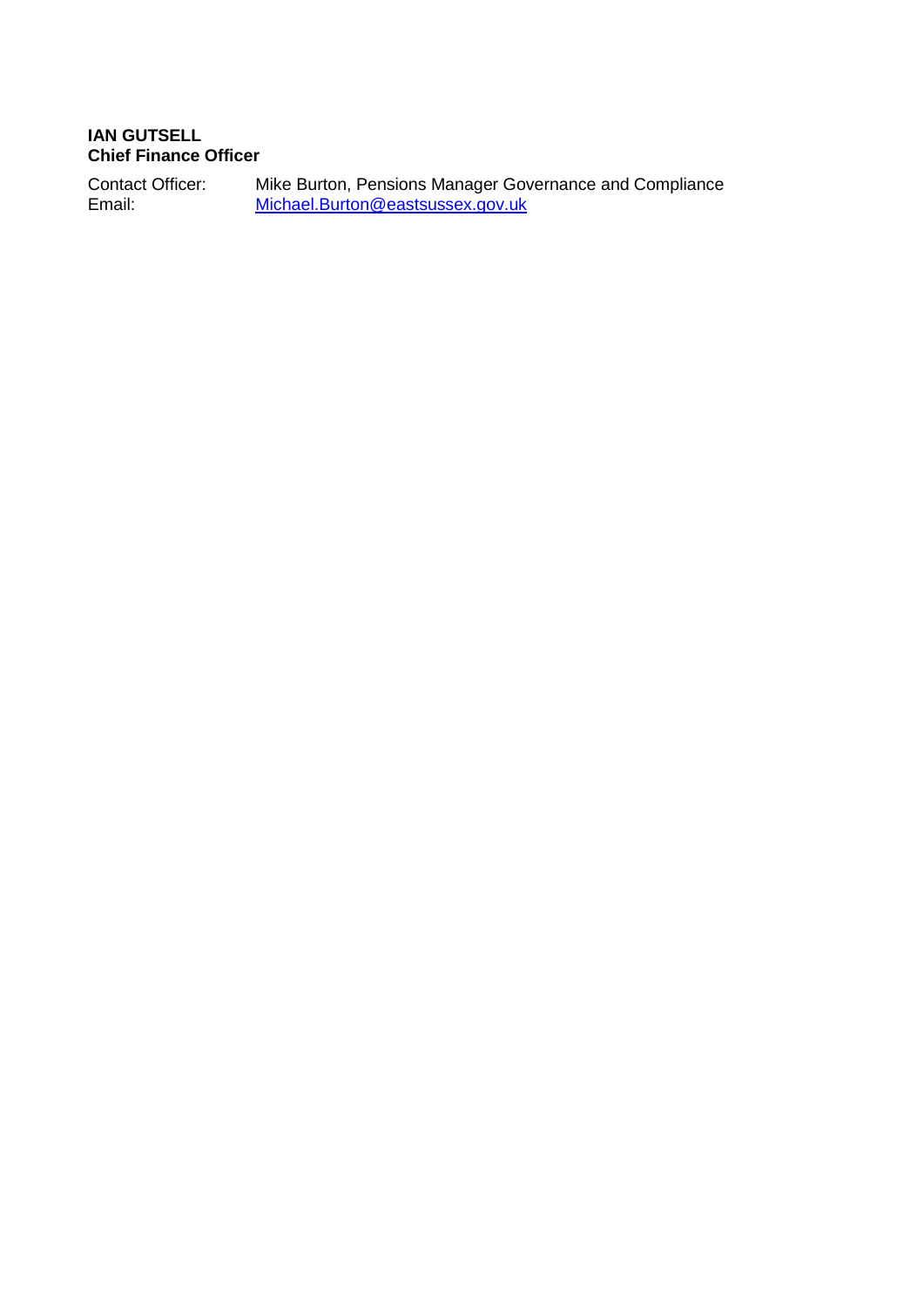**IAN GUTSELL**
**Chief Finance Officer**

Contact Officer: Mike Burton, Pensions Manager Governance and Compliance
Email: Michael.Burton@eastsussex.gov.uk